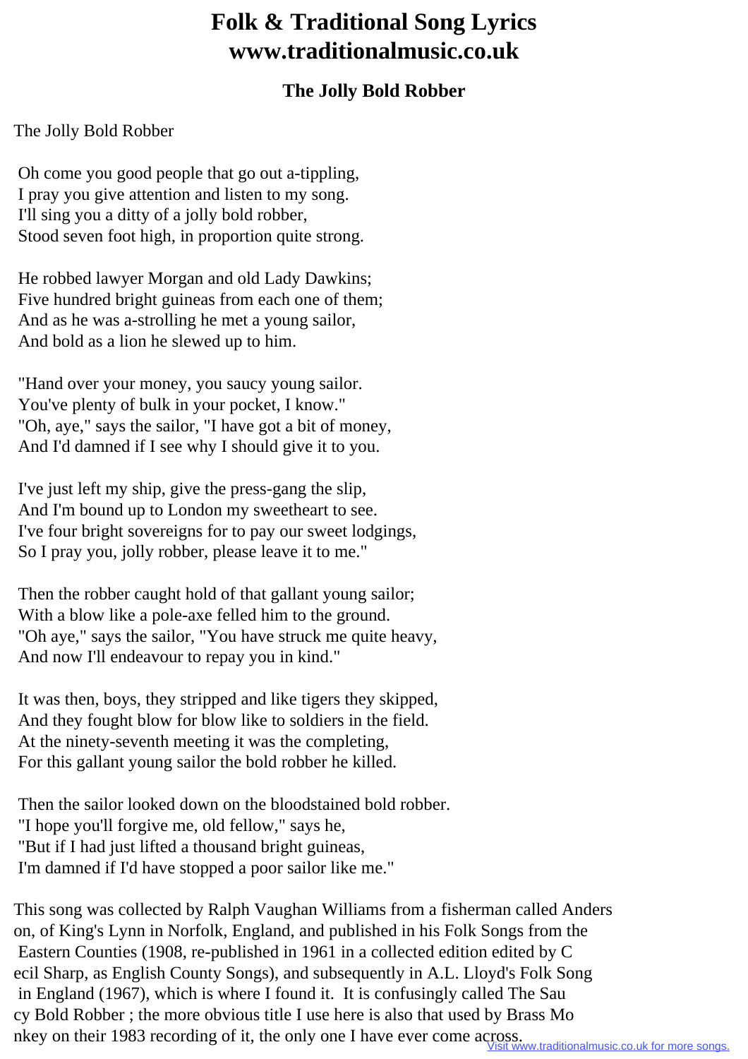# Folk & Traditional Song Lyrics www.traditionalmusic.co.uk

## The Jolly Bold Robber

The Jolly Bold Robber

Oh come you good people that go out a-tippling,
I pray you give attention and listen to my song.
I'll sing you a ditty of a jolly bold robber,
Stood seven foot high, in proportion quite strong.

He robbed lawyer Morgan and old Lady Dawkins;
Five hundred bright guineas from each one of them;
And as he was a-strolling he met a young sailor,
And bold as a lion he slewed up to him.

"Hand over your money, you saucy young sailor.
You've plenty of bulk in your pocket, I know."
"Oh, aye," says the sailor, "I have got a bit of money,
And I'd damned if I see why I should give it to you.

I've just left my ship, give the press-gang the slip,
And I'm bound up to London my sweetheart to see.
I've four bright sovereigns for to pay our sweet lodgings,
So I pray you, jolly robber, please leave it to me."

Then the robber caught hold of that gallant young sailor;
With a blow like a pole-axe felled him to the ground.
"Oh aye," says the sailor, "You have struck me quite heavy,
And now I'll endeavour to repay you in kind."

It was then, boys, they stripped and like tigers they skipped,
And they fought blow for blow like to soldiers in the field.
At the ninety-seventh meeting it was the completing,
For this gallant young sailor the bold robber he killed.

Then the sailor looked down on the bloodstained bold robber.
"I hope you'll forgive me, old fellow," says he,
"But if I had just lifted a thousand bright guineas,
I'm damned if I'd have stopped a poor sailor like me."

This song was collected by Ralph Vaughan Williams from a fisherman called Anderson, of King's Lynn in Norfolk, England, and published in his Folk Songs from the Eastern Counties (1908, re-published in 1961 in a collected edition edited by Cecil Sharp, as English County Songs), and subsequently in A.L. Lloyd's Folk Song in England (1967), which is where I found it. It is confusingly called The Saucy Bold Robber ; the more obvious title I use here is also that used by Brass Monkey on their 1983 recording of it, the only one I have ever come across.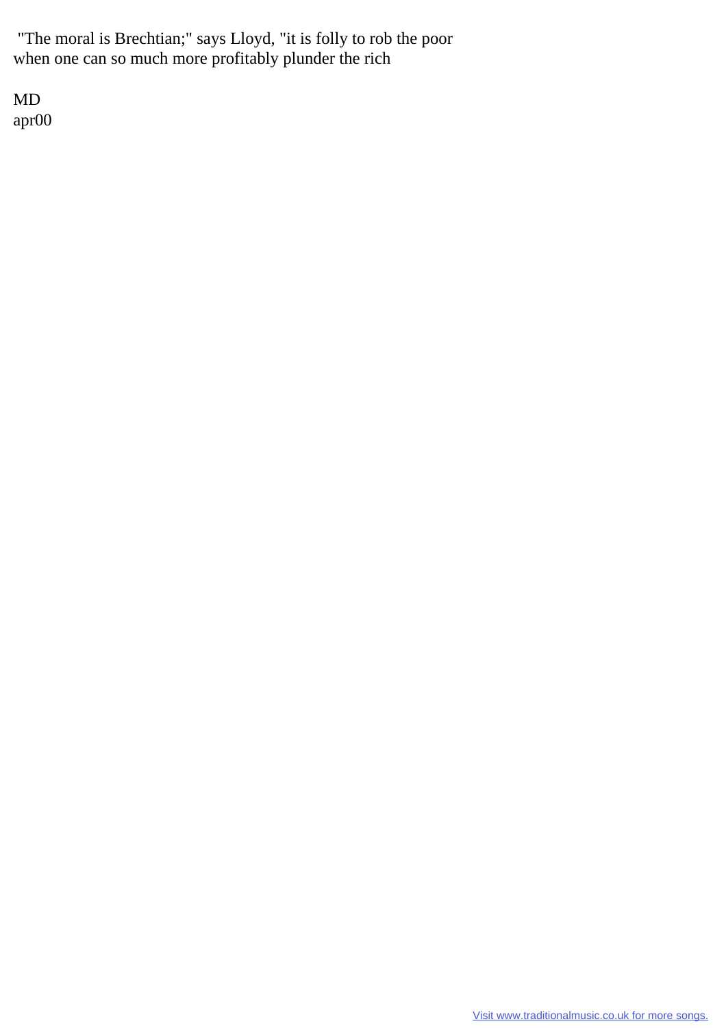"The moral is Brechtian;" says Lloyd, "it is folly to rob the poor when one can so much more profitably plunder the rich

MD
apr00